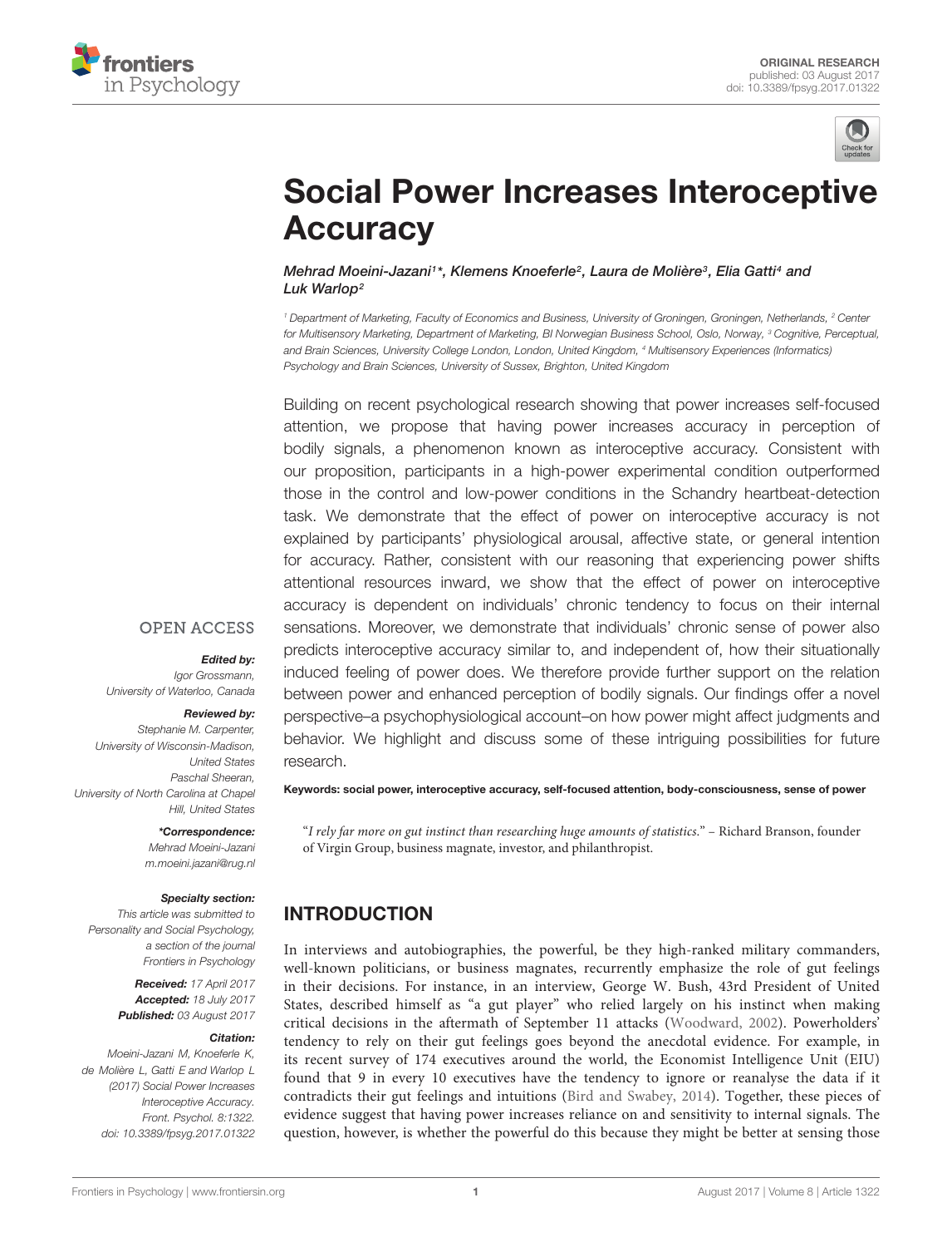ORIGINAL RESEARCH
published: 03 August 2017
doi: 10.3389/fpsyg.2017.01322

# Social Power Increases Interoceptive Accuracy

*Mehrad Moeini-Jazani[1]\*, Klemens Knoeferle[2], Laura de Molière[3], Elia Gatti[4] and Luk Warlop[2]*

[1] Department of Marketing, Faculty of Economics and Business, University of Groningen, Groningen, Netherlands, [2] Center for Multisensory Marketing, Department of Marketing, BI Norwegian Business School, Oslo, Norway, [3] Cognitive, Perceptual, and Brain Sciences, University College London, London, United Kingdom, [4] Multisensory Experiences (Informatics) Psychology and Brain Sciences, University of Sussex, Brighton, United Kingdom

Building on recent psychological research showing that power increases self-focused attention, we propose that having power increases accuracy in perception of bodily signals, a phenomenon known as interoceptive accuracy. Consistent with our proposition, participants in a high-power experimental condition outperformed those in the control and low-power conditions in the Schandry heartbeat-detection task. We demonstrate that the effect of power on interoceptive accuracy is not explained by participants' physiological arousal, affective state, or general intention for accuracy. Rather, consistent with our reasoning that experiencing power shifts attentional resources inward, we show that the effect of power on interoceptive accuracy is dependent on individuals' chronic tendency to focus on their internal sensations. Moreover, we demonstrate that individuals' chronic sense of power also predicts interoceptive accuracy similar to, and independent of, how their situationally induced feeling of power does. We therefore provide further support on the relation between power and enhanced perception of bodily signals. Our findings offer a novel perspective–a psychophysiological account–on how power might affect judgments and behavior. We highlight and discuss some of these intriguing possibilities for future research.

**Keywords: social power, interoceptive accuracy, self-focused attention, body-consciousness, sense of power**

OPEN ACCESS

***Edited by:***
Igor Grossmann,
University of Waterloo, Canada

***Reviewed by:***
Stephanie M. Carpenter,
University of Wisconsin-Madison,
United States
Paschal Sheeran,
University of North Carolina at Chapel Hill, United States

***\*Correspondence:***
Mehrad Moeini-Jazani
m.moeini.jazani@rug.nl

***Specialty section:***
This article was submitted to Personality and Social Psychology, a section of the journal Frontiers in Psychology

***Received:*** 17 April 2017
***Accepted:*** 18 July 2017
***Published:*** 03 August 2017

***Citation:***
Moeini-Jazani M, Knoeferle K, de Molière L, Gatti E and Warlop L (2017) Social Power Increases Interoceptive Accuracy. Front. Psychol. 8:1322. doi: 10.3389/fpsyg.2017.01322

"*I rely far more on gut instinct than researching huge amounts of statistics.*" – Richard Branson, founder of Virgin Group, business magnate, investor, and philanthropist.

## INTRODUCTION

In interviews and autobiographies, the powerful, be they high-ranked military commanders, well-known politicians, or business magnates, recurrently emphasize the role of gut feelings in their decisions. For instance, in an interview, George W. Bush, 43rd President of United States, described himself as "a gut player" who relied largely on his instinct when making critical decisions in the aftermath of September 11 attacks (Woodward, 2002). Powerholders' tendency to rely on their gut feelings goes beyond the anecdotal evidence. For example, in its recent survey of 174 executives around the world, the Economist Intelligence Unit (EIU) found that 9 in every 10 executives have the tendency to ignore or reanalyse the data if it contradicts their gut feelings and intuitions (Bird and Swabey, 2014). Together, these pieces of evidence suggest that having power increases reliance on and sensitivity to internal signals. The question, however, is whether the powerful do this because they might be better at sensing those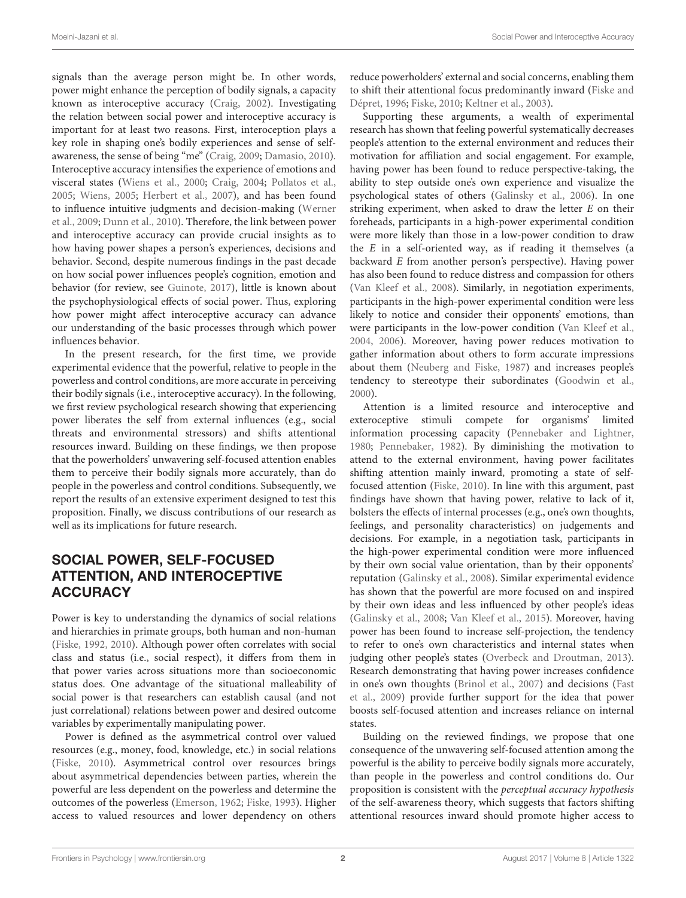signals than the average person might be. In other words, power might enhance the perception of bodily signals, a capacity known as interoceptive accuracy (Craig, 2002). Investigating the relation between social power and interoceptive accuracy is important for at least two reasons. First, interoception plays a key role in shaping one's bodily experiences and sense of self-awareness, the sense of being "me" (Craig, 2009; Damasio, 2010). Interoceptive accuracy intensifies the experience of emotions and visceral states (Wiens et al., 2000; Craig, 2004; Pollatos et al., 2005; Wiens, 2005; Herbert et al., 2007), and has been found to influence intuitive judgments and decision-making (Werner et al., 2009; Dunn et al., 2010). Therefore, the link between power and interoceptive accuracy can provide crucial insights as to how having power shapes a person's experiences, decisions and behavior. Second, despite numerous findings in the past decade on how social power influences people's cognition, emotion and behavior (for review, see Guinote, 2017), little is known about the psychophysiological effects of social power. Thus, exploring how power might affect interoceptive accuracy can advance our understanding of the basic processes through which power influences behavior.

In the present research, for the first time, we provide experimental evidence that the powerful, relative to people in the powerless and control conditions, are more accurate in perceiving their bodily signals (i.e., interoceptive accuracy). In the following, we first review psychological research showing that experiencing power liberates the self from external influences (e.g., social threats and environmental stressors) and shifts attentional resources inward. Building on these findings, we then propose that the powerholders' unwavering self-focused attention enables them to perceive their bodily signals more accurately, than do people in the powerless and control conditions. Subsequently, we report the results of an extensive experiment designed to test this proposition. Finally, we discuss contributions of our research as well as its implications for future research.

## SOCIAL POWER, SELF-FOCUSED ATTENTION, AND INTEROCEPTIVE ACCURACY

Power is key to understanding the dynamics of social relations and hierarchies in primate groups, both human and non-human (Fiske, 1992, 2010). Although power often correlates with social class and status (i.e., social respect), it differs from them in that power varies across situations more than socioeconomic status does. One advantage of the situational malleability of social power is that researchers can establish causal (and not just correlational) relations between power and desired outcome variables by experimentally manipulating power.

Power is defined as the asymmetrical control over valued resources (e.g., money, food, knowledge, etc.) in social relations (Fiske, 2010). Asymmetrical control over resources brings about asymmetrical dependencies between parties, wherein the powerful are less dependent on the powerless and determine the outcomes of the powerless (Emerson, 1962; Fiske, 1993). Higher access to valued resources and lower dependency on others reduce powerholders' external and social concerns, enabling them to shift their attentional focus predominantly inward (Fiske and Dépret, 1996; Fiske, 2010; Keltner et al., 2003).

Supporting these arguments, a wealth of experimental research has shown that feeling powerful systematically decreases people's attention to the external environment and reduces their motivation for affiliation and social engagement. For example, having power has been found to reduce perspective-taking, the ability to step outside one's own experience and visualize the psychological states of others (Galinsky et al., 2006). In one striking experiment, when asked to draw the letter *E* on their foreheads, participants in a high-power experimental condition were more likely than those in a low-power condition to draw the *E* in a self-oriented way, as if reading it themselves (a backward *E* from another person's perspective). Having power has also been found to reduce distress and compassion for others (Van Kleef et al., 2008). Similarly, in negotiation experiments, participants in the high-power experimental condition were less likely to notice and consider their opponents' emotions, than were participants in the low-power condition (Van Kleef et al., 2004, 2006). Moreover, having power reduces motivation to gather information about others to form accurate impressions about them (Neuberg and Fiske, 1987) and increases people's tendency to stereotype their subordinates (Goodwin et al., 2000).

Attention is a limited resource and interoceptive and exteroceptive stimuli compete for organisms' limited information processing capacity (Pennebaker and Lightner, 1980; Pennebaker, 1982). By diminishing the motivation to attend to the external environment, having power facilitates shifting attention mainly inward, promoting a state of self-focused attention (Fiske, 2010). In line with this argument, past findings have shown that having power, relative to lack of it, bolsters the effects of internal processes (e.g., one's own thoughts, feelings, and personality characteristics) on judgements and decisions. For example, in a negotiation task, participants in the high-power experimental condition were more influenced by their own social value orientation, than by their opponents' reputation (Galinsky et al., 2008). Similar experimental evidence has shown that the powerful are more focused on and inspired by their own ideas and less influenced by other people's ideas (Galinsky et al., 2008; Van Kleef et al., 2015). Moreover, having power has been found to increase self-projection, the tendency to refer to one's own characteristics and internal states when judging other people's states (Overbeck and Droutman, 2013). Research demonstrating that having power increases confidence in one's own thoughts (Brinol et al., 2007) and decisions (Fast et al., 2009) provide further support for the idea that power boosts self-focused attention and increases reliance on internal states.

Building on the reviewed findings, we propose that one consequence of the unwavering self-focused attention among the powerful is the ability to perceive bodily signals more accurately, than people in the powerless and control conditions do. Our proposition is consistent with the *perceptual accuracy hypothesis* of the self-awareness theory, which suggests that factors shifting attentional resources inward should promote higher access to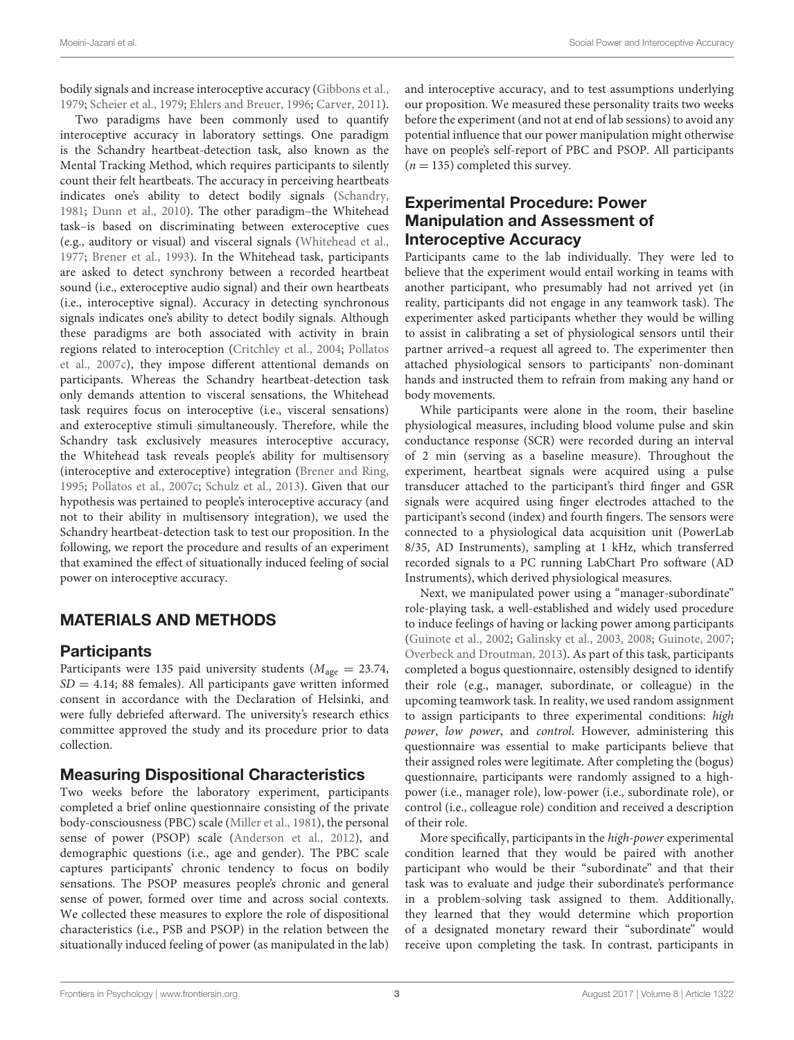bodily signals and increase interoceptive accuracy (Gibbons et al., 1979; Scheier et al., 1979; Ehlers and Breuer, 1996; Carver, 2011).

Two paradigms have been commonly used to quantify interoceptive accuracy in laboratory settings. One paradigm is the Schandry heartbeat-detection task, also known as the Mental Tracking Method, which requires participants to silently count their felt heartbeats. The accuracy in perceiving heartbeats indicates one's ability to detect bodily signals (Schandry, 1981; Dunn et al., 2010). The other paradigm–the Whitehead task–is based on discriminating between exteroceptive cues (e.g., auditory or visual) and visceral signals (Whitehead et al., 1977; Brener et al., 1993). In the Whitehead task, participants are asked to detect synchrony between a recorded heartbeat sound (i.e., exteroceptive audio signal) and their own heartbeats (i.e., interoceptive signal). Accuracy in detecting synchronous signals indicates one's ability to detect bodily signals. Although these paradigms are both associated with activity in brain regions related to interoception (Critchley et al., 2004; Pollatos et al., 2007c), they impose different attentional demands on participants. Whereas the Schandry heartbeat-detection task only demands attention to visceral sensations, the Whitehead task requires focus on interoceptive (i.e., visceral sensations) and exteroceptive stimuli simultaneously. Therefore, while the Schandry task exclusively measures interoceptive accuracy, the Whitehead task reveals people's ability for multisensory (interoceptive and exteroceptive) integration (Brener and Ring, 1995; Pollatos et al., 2007c; Schulz et al., 2013). Given that our hypothesis was pertained to people's interoceptive accuracy (and not to their ability in multisensory integration), we used the Schandry heartbeat-detection task to test our proposition. In the following, we report the procedure and results of an experiment that examined the effect of situationally induced feeling of social power on interoceptive accuracy.

## MATERIALS AND METHODS

### Participants

Participants were 135 paid university students ($M_{\text{age}} = 23.74$, $SD = 4.14$; 88 females). All participants gave written informed consent in accordance with the Declaration of Helsinki, and were fully debriefed afterward. The university's research ethics committee approved the study and its procedure prior to data collection.

### Measuring Dispositional Characteristics

Two weeks before the laboratory experiment, participants completed a brief online questionnaire consisting of the private body-consciousness (PBC) scale (Miller et al., 1981), the personal sense of power (PSOP) scale (Anderson et al., 2012), and demographic questions (i.e., age and gender). The PBC scale captures participants' chronic tendency to focus on bodily sensations. The PSOP measures people's chronic and general sense of power, formed over time and across social contexts. We collected these measures to explore the role of dispositional characteristics (i.e., PSB and PSOP) in the relation between the situationally induced feeling of power (as manipulated in the lab) and interoceptive accuracy, and to test assumptions underlying our proposition. We measured these personality traits two weeks before the experiment (and not at end of lab sessions) to avoid any potential influence that our power manipulation might otherwise have on people's self-report of PBC and PSOP. All participants ($n = 135$) completed this survey.

### Experimental Procedure: Power Manipulation and Assessment of Interoceptive Accuracy

Participants came to the lab individually. They were led to believe that the experiment would entail working in teams with another participant, who presumably had not arrived yet (in reality, participants did not engage in any teamwork task). The experimenter asked participants whether they would be willing to assist in calibrating a set of physiological sensors until their partner arrived–a request all agreed to. The experimenter then attached physiological sensors to participants' non-dominant hands and instructed them to refrain from making any hand or body movements.

While participants were alone in the room, their baseline physiological measures, including blood volume pulse and skin conductance response (SCR) were recorded during an interval of 2 min (serving as a baseline measure). Throughout the experiment, heartbeat signals were acquired using a pulse transducer attached to the participant's third finger and GSR signals were acquired using finger electrodes attached to the participant's second (index) and fourth fingers. The sensors were connected to a physiological data acquisition unit (PowerLab 8/35, AD Instruments), sampling at 1 kHz, which transferred recorded signals to a PC running LabChart Pro software (AD Instruments), which derived physiological measures.

Next, we manipulated power using a "manager-subordinate" role-playing task, a well-established and widely used procedure to induce feelings of having or lacking power among participants (Guinote et al., 2002; Galinsky et al., 2003, 2008; Guinote, 2007; Overbeck and Droutman, 2013). As part of this task, participants completed a bogus questionnaire, ostensibly designed to identify their role (e.g., manager, subordinate, or colleague) in the upcoming teamwork task. In reality, we used random assignment to assign participants to three experimental conditions: *high power*, *low power*, and *control*. However, administering this questionnaire was essential to make participants believe that their assigned roles were legitimate. After completing the (bogus) questionnaire, participants were randomly assigned to a high-power (i.e., manager role), low-power (i.e., subordinate role), or control (i.e., colleague role) condition and received a description of their role.

More specifically, participants in the *high-power* experimental condition learned that they would be paired with another participant who would be their "subordinate" and that their task was to evaluate and judge their subordinate's performance in a problem-solving task assigned to them. Additionally, they learned that they would determine which proportion of a designated monetary reward their "subordinate" would receive upon completing the task. In contrast, participants in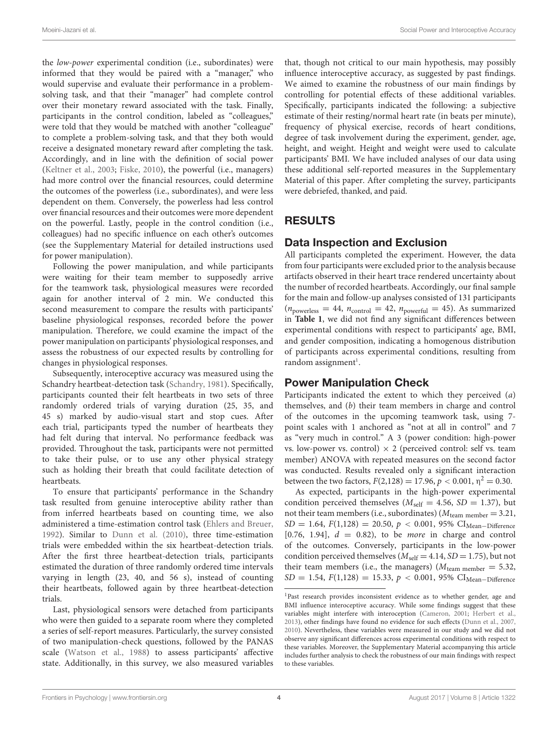the *low-power* experimental condition (i.e., subordinates) were informed that they would be paired with a "manager," who would supervise and evaluate their performance in a problem-solving task, and that their "manager" had complete control over their monetary reward associated with the task. Finally, participants in the control condition, labeled as "colleagues," were told that they would be matched with another "colleague" to complete a problem-solving task, and that they both would receive a designated monetary reward after completing the task. Accordingly, and in line with the definition of social power (Keltner et al., 2003; Fiske, 2010), the powerful (i.e., managers) had more control over the financial resources, could determine the outcomes of the powerless (i.e., subordinates), and were less dependent on them. Conversely, the powerless had less control over financial resources and their outcomes were more dependent on the powerful. Lastly, people in the control condition (i.e., colleagues) had no specific influence on each other's outcomes (see the Supplementary Material for detailed instructions used for power manipulation).

Following the power manipulation, and while participants were waiting for their team member to supposedly arrive for the teamwork task, physiological measures were recorded again for another interval of 2 min. We conducted this second measurement to compare the results with participants' baseline physiological responses, recorded before the power manipulation. Therefore, we could examine the impact of the power manipulation on participants' physiological responses, and assess the robustness of our expected results by controlling for changes in physiological responses.

Subsequently, interoceptive accuracy was measured using the Schandry heartbeat-detection task (Schandry, 1981). Specifically, participants counted their felt heartbeats in two sets of three randomly ordered trials of varying duration (25, 35, and 45 s) marked by audio-visual start and stop cues. After each trial, participants typed the number of heartbeats they had felt during that interval. No performance feedback was provided. Throughout the task, participants were not permitted to take their pulse, or to use any other physical strategy such as holding their breath that could facilitate detection of heartbeats.

To ensure that participants' performance in the Schandry task resulted from genuine interoceptive ability rather than from inferred heartbeats based on counting time, we also administered a time-estimation control task (Ehlers and Breuer, 1992). Similar to Dunn et al. (2010), three time-estimation trials were embedded within the six heartbeat-detection trials. After the first three heartbeat-detection trials, participants estimated the duration of three randomly ordered time intervals varying in length (23, 40, and 56 s), instead of counting their heartbeats, followed again by three heartbeat-detection trials.

Last, physiological sensors were detached from participants who were then guided to a separate room where they completed a series of self-report measures. Particularly, the survey consisted of two manipulation-check questions, followed by the PANAS scale (Watson et al., 1988) to assess participants' affective state. Additionally, in this survey, we also measured variables that, though not critical to our main hypothesis, may possibly influence interoceptive accuracy, as suggested by past findings. We aimed to examine the robustness of our main findings by controlling for potential effects of these additional variables. Specifically, participants indicated the following: a subjective estimate of their resting/normal heart rate (in beats per minute), frequency of physical exercise, records of heart conditions, degree of task involvement during the experiment, gender, age, height, and weight. Height and weight were used to calculate participants' BMI. We have included analyses of our data using these additional self-reported measures in the Supplementary Material of this paper. After completing the survey, participants were debriefed, thanked, and paid.

## RESULTS

### Data Inspection and Exclusion

All participants completed the experiment. However, the data from four participants were excluded prior to the analysis because artifacts observed in their heart trace rendered uncertainty about the number of recorded heartbeats. Accordingly, our final sample for the main and follow-up analyses consisted of 131 participants ($n_{\text{powerless}} = 44$, $n_{\text{control}} = 42$, $n_{\text{powerful}} = 45$). As summarized in **Table 1**, we did not find any significant differences between experimental conditions with respect to participants' age, BMI, and gender composition, indicating a homogenous distribution of participants across experimental conditions, resulting from random assignment[1].

### Power Manipulation Check

Participants indicated the extent to which they perceived (*a*) themselves, and (*b*) their team members in charge and control of the outcomes in the upcoming teamwork task, using 7-point scales with 1 anchored as "not at all in control" and 7 as "very much in control." A 3 (power condition: high-power vs. low-power vs. control) × 2 (perceived control: self vs. team member) ANOVA with repeated measures on the second factor was conducted. Results revealed only a significant interaction between the two factors, $F(2,128) = 17.96$, $p < 0.001$, $\eta^2 = 0.30$.

As expected, participants in the high-power experimental condition perceived themselves ($M_{\text{self}} = 4.56$, $SD = 1.37$), but not their team members (i.e., subordinates) ($M_{\text{team member}} = 3.21$, $SD = 1.64$, $F(1,128) = 20.50$, $p < 0.001$, 95% $\text{CI}_{\text{Mean-Difference}}$ [0.76, 1.94], $d = 0.82$), to be *more* in charge and control of the outcomes. Conversely, participants in the low-power condition perceived themselves ($M_{\text{self}} = 4.14$, $SD = 1.75$), but not their team members (i.e., the managers) ($M_{\text{team member}} = 5.32$, $SD = 1.54$, $F(1,128) = 15.33$, $p < 0.001$, 95% $\text{CI}_{\text{Mean-Difference}}$

[1] Past research provides inconsistent evidence as to whether gender, age and BMI influence interoceptive accuracy. While some findings suggest that these variables might interfere with interoception (Cameron, 2001; Herbert et al., 2013), other findings have found no evidence for such effects (Dunn et al., 2007, 2010). Nevertheless, these variables were measured in our study and we did not observe any significant differences across experimental conditions with respect to these variables. Moreover, the Supplementary Material accompanying this article includes further analysis to check the robustness of our main findings with respect to these variables.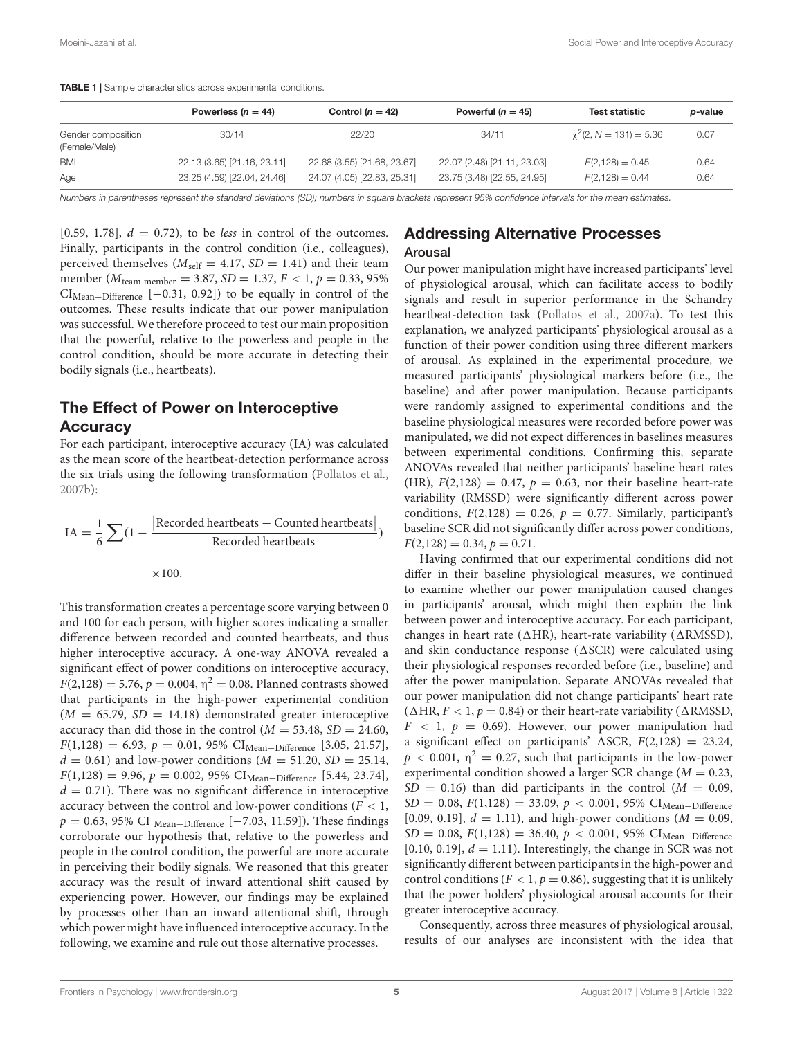**TABLE 1** | Sample characteristics across experimental conditions.

| | Powerless ($n = 44$) | Control ($n = 42$) | Powerful ($n = 45$) | Test statistic | *p*-value |
|---|---|---|---|---|---|
| Gender composition (Female/Male) | 30/14 | 22/20 | 34/11 | $\chi^2(2, N = 131) = 5.36$ | 0.07 |
| BMI | 22.13 (3.65) [21.16, 23.11] | 22.68 (3.55) [21.68, 23.67] | 22.07 (2.48) [21.11, 23.03] | $F(2,128) = 0.45$ | 0.64 |
| Age | 23.25 (4.59) [22.04, 24.46] | 24.07 (4.05) [22.83, 25.31] | 23.75 (3.48) [22.55, 24.95] | $F(2,128) = 0.44$ | 0.64 |

*Numbers in parentheses represent the standard deviations (SD); numbers in square brackets represent 95% confidence intervals for the mean estimates.*

[0.59, 1.78], $d = 0.72$), to be *less* in control of the outcomes. Finally, participants in the control condition (i.e., colleagues), perceived themselves ($M_{\text{self}} = 4.17$, $SD = 1.41$) and their team member ($M_{\text{team member}} = 3.87$, $SD = 1.37$, $F < 1$, $p = 0.33$, 95% $\text{CI}_{\text{Mean-Difference}}$ [−0.31, 0.92]) to be equally in control of the outcomes. These results indicate that our power manipulation was successful. We therefore proceed to test our main proposition that the powerful, relative to the powerless and people in the control condition, should be more accurate in detecting their bodily signals (i.e., heartbeats).

## The Effect of Power on Interoceptive Accuracy

For each participant, interoceptive accuracy (IA) was calculated as the mean score of the heartbeat-detection performance across the six trials using the following transformation (Pollatos et al., 2007b):

$$\text{IA} = \frac{1}{6}\sum\left(1 - \frac{|\text{Recorded heartbeats} - \text{Counted heartbeats}|}{\text{Recorded heartbeats}}\right) \times 100.$$

This transformation creates a percentage score varying between 0 and 100 for each person, with higher scores indicating a smaller difference between recorded and counted heartbeats, and thus higher interoceptive accuracy. A one-way ANOVA revealed a significant effect of power conditions on interoceptive accuracy, $F(2,128) = 5.76$, $p = 0.004$, $\eta^2 = 0.08$. Planned contrasts showed that participants in the high-power experimental condition ($M = 65.79$, $SD = 14.18$) demonstrated greater interoceptive accuracy than did those in the control ($M = 53.48$, $SD = 24.60$, $F(1,128) = 6.93$, $p = 0.01$, 95% $\text{CI}_{\text{Mean-Difference}}$ [3.05, 21.57], $d = 0.61$) and low-power conditions ($M = 51.20$, $SD = 25.14$, $F(1,128) = 9.96$, $p = 0.002$, 95% $\text{CI}_{\text{Mean-Difference}}$ [5.44, 23.74], $d = 0.71$). There was no significant difference in interoceptive accuracy between the control and low-power conditions ($F < 1$, $p = 0.63$, 95% $\text{CI}_{\text{Mean-Difference}}$ [−7.03, 11.59]). These findings corroborate our hypothesis that, relative to the powerless and people in the control condition, the powerful are more accurate in perceiving their bodily signals. We reasoned that this greater accuracy was the result of inward attentional shift caused by experiencing power. However, our findings may be explained by processes other than an inward attentional shift, through which power might have influenced interoceptive accuracy. In the following, we examine and rule out those alternative processes.

## Addressing Alternative Processes

### Arousal

Our power manipulation might have increased participants' level of physiological arousal, which can facilitate access to bodily signals and result in superior performance in the Schandry heartbeat-detection task (Pollatos et al., 2007a). To test this explanation, we analyzed participants' physiological arousal as a function of their power condition using three different markers of arousal. As explained in the experimental procedure, we measured participants' physiological markers before (i.e., the baseline) and after power manipulation. Because participants were randomly assigned to experimental conditions and the baseline physiological measures were recorded before power was manipulated, we did not expect differences in baselines measures between experimental conditions. Confirming this, separate ANOVAs revealed that neither participants' baseline heart rates (HR), $F(2,128) = 0.47$, $p = 0.63$, nor their baseline heart-rate variability (RMSSD) were significantly different across power conditions, $F(2,128) = 0.26$, $p = 0.77$. Similarly, participant's baseline SCR did not significantly differ across power conditions, $F(2,128) = 0.34$, $p = 0.71$.

Having confirmed that our experimental conditions did not differ in their baseline physiological measures, we continued to examine whether our power manipulation caused changes in participants' arousal, which might then explain the link between power and interoceptive accuracy. For each participant, changes in heart rate ($\Delta$HR), heart-rate variability ($\Delta$RMSSD), and skin conductance response ($\Delta$SCR) were calculated using their physiological responses recorded before (i.e., baseline) and after the power manipulation. Separate ANOVAs revealed that our power manipulation did not change participants' heart rate ($\Delta$HR, $F < 1$, $p = 0.84$) or their heart-rate variability ($\Delta$RMSSD, $F < 1$, $p = 0.69$). However, our power manipulation had a significant effect on participants' $\Delta$SCR, $F(2,128) = 23.24$, $p < 0.001$, $\eta^2 = 0.27$, such that participants in the low-power experimental condition showed a larger SCR change ($M = 0.23$, $SD = 0.16$) than did participants in the control ($M = 0.09$, $SD = 0.08$, $F(1,128) = 33.09$, $p < 0.001$, 95% $\text{CI}_{\text{Mean-Difference}}$ [0.09, 0.19], $d = 1.11$), and high-power conditions ($M = 0.09$, $SD = 0.08$, $F(1,128) = 36.40$, $p < 0.001$, 95% $\text{CI}_{\text{Mean-Difference}}$ [0.10, 0.19], $d = 1.11$). Interestingly, the change in SCR was not significantly different between participants in the high-power and control conditions ($F < 1$, $p = 0.86$), suggesting that it is unlikely that the power holders' physiological arousal accounts for their greater interoceptive accuracy.

Consequently, across three measures of physiological arousal, results of our analyses are inconsistent with the idea that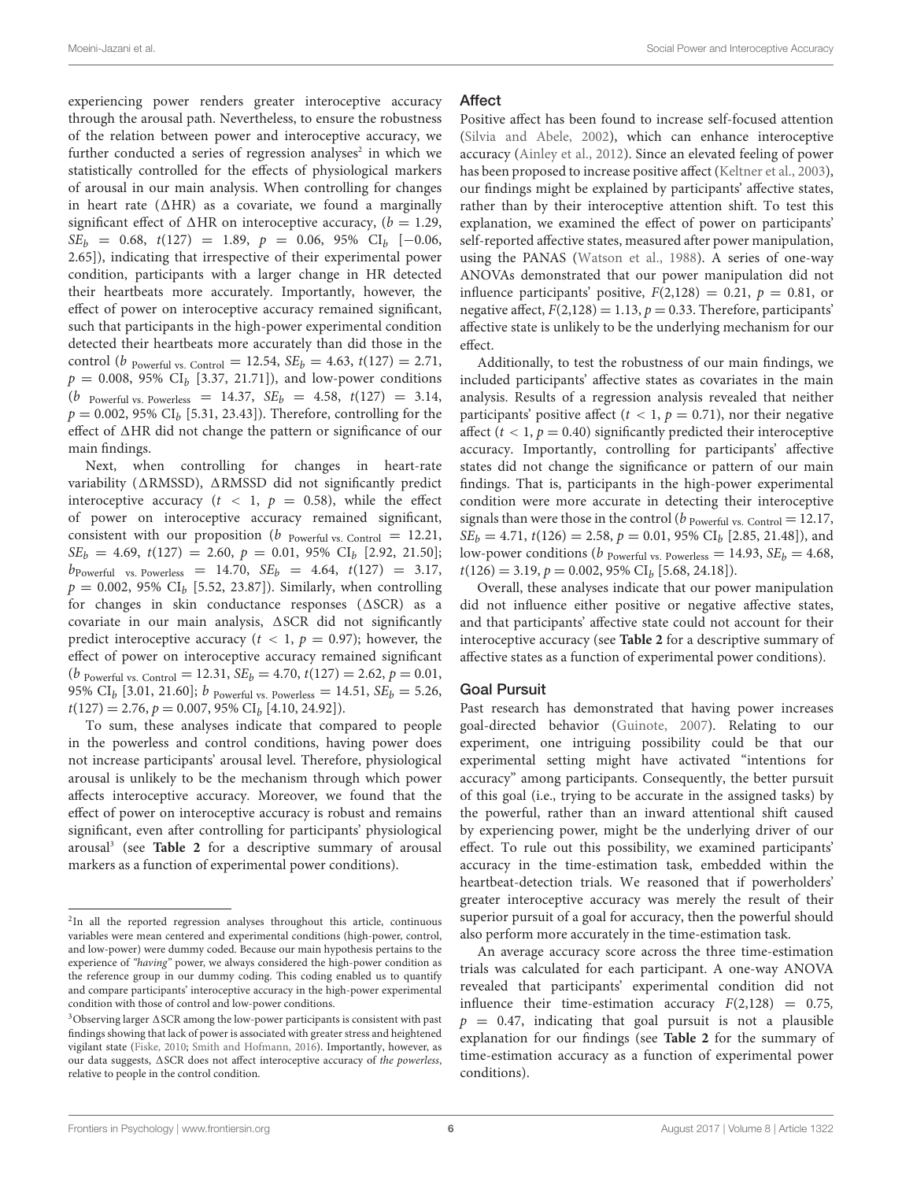experiencing power renders greater interoceptive accuracy through the arousal path. Nevertheless, to ensure the robustness of the relation between power and interoceptive accuracy, we further conducted a series of regression analyses[2] in which we statistically controlled for the effects of physiological markers of arousal in our main analysis. When controlling for changes in heart rate ($\Delta$HR) as a covariate, we found a marginally significant effect of $\Delta$HR on interoceptive accuracy, ($b = 1.29$, $SE_b = 0.68$, $t(127) = 1.89$, $p = 0.06$, 95% $CI_b$ [−0.06, 2.65]), indicating that irrespective of their experimental power condition, participants with a larger change in HR detected their heartbeats more accurately. Importantly, however, the effect of power on interoceptive accuracy remained significant, such that participants in the high-power experimental condition detected their heartbeats more accurately than did those in the control ($b_{\text{Powerful vs. Control}} = 12.54$, $SE_b = 4.63$, $t(127) = 2.71$, $p = 0.008$, 95% $CI_b$ [3.37, 21.71]), and low-power conditions ($b_{\text{Powerful vs. Powerless}} = 14.37$, $SE_b = 4.58$, $t(127) = 3.14$, $p = 0.002$, 95% $CI_b$ [5.31, 23.43]). Therefore, controlling for the effect of $\Delta$HR did not change the pattern or significance of our main findings.

Next, when controlling for changes in heart-rate variability ($\Delta$RMSSD), $\Delta$RMSSD did not significantly predict interoceptive accuracy ($t < 1$, $p = 0.58$), while the effect of power on interoceptive accuracy remained significant, consistent with our proposition ($b_{\text{Powerful vs. Control}} = 12.21$, $SE_b = 4.69$, $t(127) = 2.60$, $p = 0.01$, 95% $CI_b$ [2.92, 21.50]; $b_{\text{Powerful vs. Powerless}} = 14.70$, $SE_b = 4.64$, $t(127) = 3.17$, $p = 0.002$, 95% $CI_b$ [5.52, 23.87]). Similarly, when controlling for changes in skin conductance responses ($\Delta$SCR) as a covariate in our main analysis, $\Delta$SCR did not significantly predict interoceptive accuracy ($t < 1$, $p = 0.97$); however, the effect of power on interoceptive accuracy remained significant ($b_{\text{Powerful vs. Control}} = 12.31$, $SE_b = 4.70$, $t(127) = 2.62$, $p = 0.01$, 95% $CI_b$ [3.01, 21.60]; $b_{\text{Powerful vs. Powerless}} = 14.51$, $SE_b = 5.26$, $t(127) = 2.76$, $p = 0.007$, 95% $CI_b$ [4.10, 24.92]).

To sum, these analyses indicate that compared to people in the powerless and control conditions, having power does not increase participants' arousal level. Therefore, physiological arousal is unlikely to be the mechanism through which power affects interoceptive accuracy. Moreover, we found that the effect of power on interoceptive accuracy is robust and remains significant, even after controlling for participants' physiological arousal[3] (see **Table 2** for a descriptive summary of arousal markers as a function of experimental power conditions).

## Affect

Positive affect has been found to increase self-focused attention (Silvia and Abele, 2002), which can enhance interoceptive accuracy (Ainley et al., 2012). Since an elevated feeling of power has been proposed to increase positive affect (Keltner et al., 2003), our findings might be explained by participants' affective states, rather than by their interoceptive attention shift. To test this explanation, we examined the effect of power on participants' self-reported affective states, measured after power manipulation, using the PANAS (Watson et al., 1988). A series of one-way ANOVAs demonstrated that our power manipulation did not influence participants' positive, $F(2,128) = 0.21$, $p = 0.81$, or negative affect, $F(2,128) = 1.13$, $p = 0.33$. Therefore, participants' affective state is unlikely to be the underlying mechanism for our effect.

Additionally, to test the robustness of our main findings, we included participants' affective states as covariates in the main analysis. Results of a regression analysis revealed that neither participants' positive affect ($t < 1$, $p = 0.71$), nor their negative affect ($t < 1$, $p = 0.40$) significantly predicted their interoceptive accuracy. Importantly, controlling for participants' affective states did not change the significance or pattern of our main findings. That is, participants in the high-power experimental condition were more accurate in detecting their interoceptive signals than were those in the control ($b_{\text{Powerful vs. Control}} = 12.17$, $SE_b = 4.71$, $t(126) = 2.58$, $p = 0.01$, 95% $CI_b$ [2.85, 21.48]), and low-power conditions ($b_{\text{Powerful vs. Powerless}} = 14.93$, $SE_b = 4.68$, $t(126) = 3.19$, $p = 0.002$, 95% $CI_b$ [5.68, 24.18]).

Overall, these analyses indicate that our power manipulation did not influence either positive or negative affective states, and that participants' affective state could not account for their interoceptive accuracy (see **Table 2** for a descriptive summary of affective states as a function of experimental power conditions).

## Goal Pursuit

Past research has demonstrated that having power increases goal-directed behavior (Guinote, 2007). Relating to our experiment, one intriguing possibility could be that our experimental setting might have activated "intentions for accuracy" among participants. Consequently, the better pursuit of this goal (i.e., trying to be accurate in the assigned tasks) by the powerful, rather than an inward attentional shift caused by experiencing power, might be the underlying driver of our effect. To rule out this possibility, we examined participants' accuracy in the time-estimation task, embedded within the heartbeat-detection trials. We reasoned that if powerholders' greater interoceptive accuracy was merely the result of their superior pursuit of a goal for accuracy, then the powerful should also perform more accurately in the time-estimation task.

An average accuracy score across the three time-estimation trials was calculated for each participant. A one-way ANOVA revealed that participants' experimental condition did not influence their time-estimation accuracy $F(2,128) = 0.75$, $p = 0.47$, indicating that goal pursuit is not a plausible explanation for our findings (see **Table 2** for the summary of time-estimation accuracy as a function of experimental power conditions).

---

[2] In all the reported regression analyses throughout this article, continuous variables were mean centered and experimental conditions (high-power, control, and low-power) were dummy coded. Because our main hypothesis pertains to the experience of *"having"* power, we always considered the high-power condition as the reference group in our dummy coding. This coding enabled us to quantify and compare participants' interoceptive accuracy in the high-power experimental condition with those of control and low-power conditions.

[3] Observing larger $\Delta$SCR among the low-power participants is consistent with past findings showing that lack of power is associated with greater stress and heightened vigilant state (Fiske, 2010; Smith and Hofmann, 2016). Importantly, however, as our data suggests, $\Delta$SCR does not affect interoceptive accuracy of *the powerless*, relative to people in the control condition.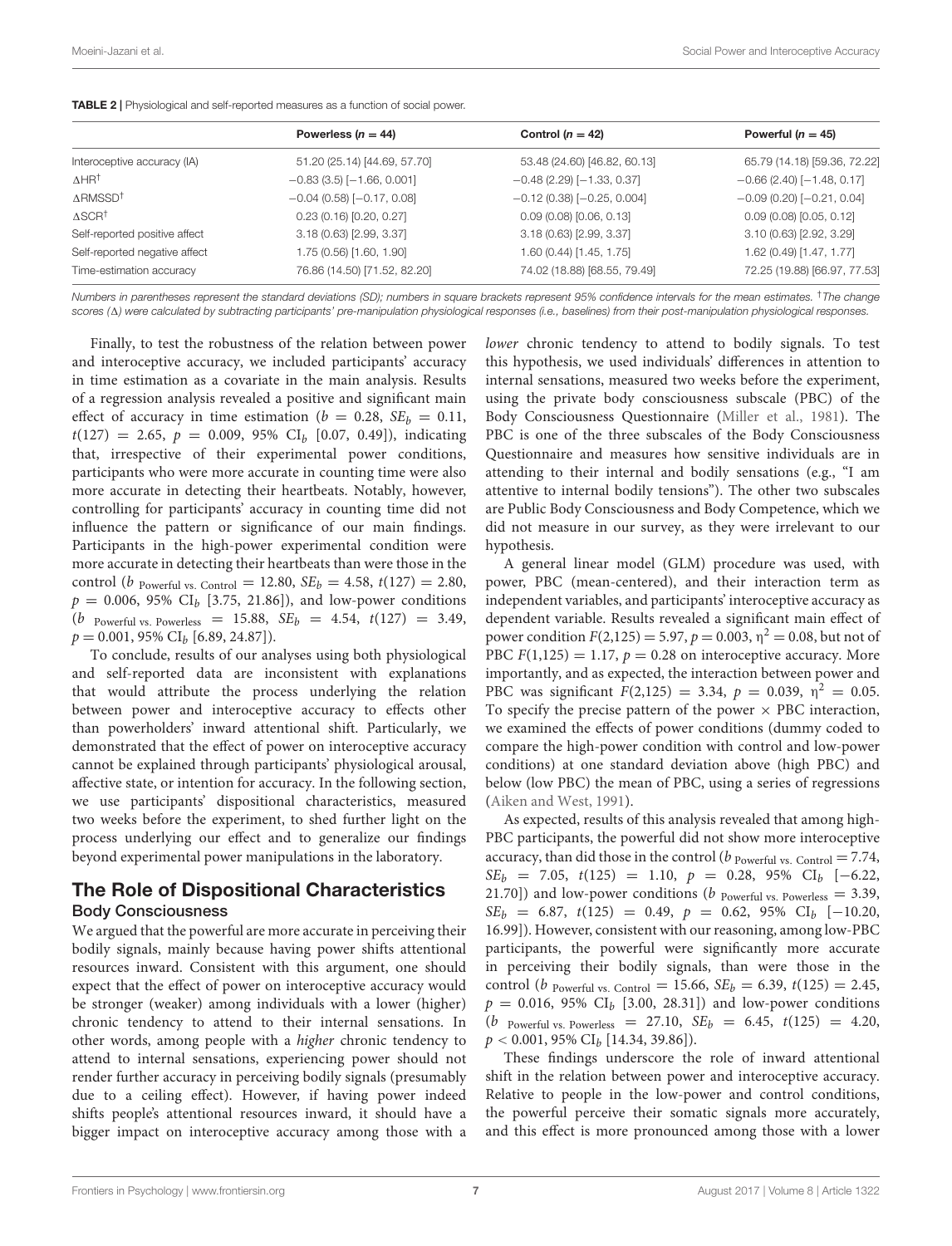**TABLE 2 |** Physiological and self-reported measures as a function of social power.

| | Powerless ($n = 44$) | Control ($n = 42$) | Powerful ($n = 45$) |
|---|---|---|---|
| Interoceptive accuracy (IA) | 51.20 (25.14) [44.69, 57.70] | 53.48 (24.60) [46.82, 60.13] | 65.79 (14.18) [59.36, 72.22] |
| ΔHR[†] | −0.83 (3.5) [−1.66, 0.001] | −0.48 (2.29) [−1.33, 0.37] | −0.66 (2.40) [−1.48, 0.17] |
| ΔRMSSD[†] | −0.04 (0.58) [−0.17, 0.08] | −0.12 (0.38) [−0.25, 0.004] | −0.09 (0.20) [−0.21, 0.04] |
| ΔSCR[†] | 0.23 (0.16) [0.20, 0.27] | 0.09 (0.08) [0.06, 0.13] | 0.09 (0.08) [0.05, 0.12] |
| Self-reported positive affect | 3.18 (0.63) [2.99, 3.37] | 3.18 (0.63) [2.99, 3.37] | 3.10 (0.63) [2.92, 3.29] |
| Self-reported negative affect | 1.75 (0.56) [1.60, 1.90] | 1.60 (0.44) [1.45, 1.75] | 1.62 (0.49) [1.47, 1.77] |
| Time-estimation accuracy | 76.86 (14.50) [71.52, 82.20] | 74.02 (18.88) [68.55, 79.49] | 72.25 (19.88) [66.97, 77.53] |

*Numbers in parentheses represent the standard deviations (SD); numbers in square brackets represent 95% confidence intervals for the mean estimates. [†]The change scores (Δ) were calculated by subtracting participants' pre-manipulation physiological responses (i.e., baselines) from their post-manipulation physiological responses.*

Finally, to test the robustness of the relation between power and interoceptive accuracy, we included participants' accuracy in time estimation as a covariate in the main analysis. Results of a regression analysis revealed a positive and significant main effect of accuracy in time estimation ($b = 0.28$, $SE_b = 0.11$, $t(127) = 2.65$, $p = 0.009$, 95% $\text{CI}_b$ [0.07, 0.49]), indicating that, irrespective of their experimental power conditions, participants who were more accurate in counting time were also more accurate in detecting their heartbeats. Notably, however, controlling for participants' accuracy in counting time did not influence the pattern or significance of our main findings. Participants in the high-power experimental condition were more accurate in detecting their heartbeats than were those in the control ($b_{\text{Powerful vs. Control}} = 12.80$, $SE_b = 4.58$, $t(127) = 2.80$, $p = 0.006$, 95% $\text{CI}_b$ [3.75, 21.86]), and low-power conditions ($b_{\text{Powerful vs. Powerless}} = 15.88$, $SE_b = 4.54$, $t(127) = 3.49$, $p = 0.001$, 95% $\text{CI}_b$ [6.89, 24.87]).

To conclude, results of our analyses using both physiological and self-reported data are inconsistent with explanations that would attribute the process underlying the relation between power and interoceptive accuracy to effects other than powerholders' inward attentional shift. Particularly, we demonstrated that the effect of power on interoceptive accuracy cannot be explained through participants' physiological arousal, affective state, or intention for accuracy. In the following section, we use participants' dispositional characteristics, measured two weeks before the experiment, to shed further light on the process underlying our effect and to generalize our findings beyond experimental power manipulations in the laboratory.

## The Role of Dispositional Characteristics

### Body Consciousness

We argued that the powerful are more accurate in perceiving their bodily signals, mainly because having power shifts attentional resources inward. Consistent with this argument, one should expect that the effect of power on interoceptive accuracy would be stronger (weaker) among individuals with a lower (higher) chronic tendency to attend to their internal sensations. In other words, among people with a *higher* chronic tendency to attend to internal sensations, experiencing power should not render further accuracy in perceiving bodily signals (presumably due to a ceiling effect). However, if having power indeed shifts people's attentional resources inward, it should have a bigger impact on interoceptive accuracy among those with a *lower* chronic tendency to attend to bodily signals. To test this hypothesis, we used individuals' differences in attention to internal sensations, measured two weeks before the experiment, using the private body consciousness subscale (PBC) of the Body Consciousness Questionnaire (Miller et al., 1981). The PBC is one of the three subscales of the Body Consciousness Questionnaire and measures how sensitive individuals are in attending to their internal and bodily sensations (e.g., "I am attentive to internal bodily tensions"). The other two subscales are Public Body Consciousness and Body Competence, which we did not measure in our survey, as they were irrelevant to our hypothesis.

A general linear model (GLM) procedure was used, with power, PBC (mean-centered), and their interaction term as independent variables, and participants' interoceptive accuracy as dependent variable. Results revealed a significant main effect of power condition $F(2,125) = 5.97$, $p = 0.003$, $\eta^2 = 0.08$, but not of PBC $F(1,125) = 1.17$, $p = 0.28$ on interoceptive accuracy. More importantly, and as expected, the interaction between power and PBC was significant $F(2,125) = 3.34$, $p = 0.039$, $\eta^2 = 0.05$. To specify the precise pattern of the power × PBC interaction, we examined the effects of power conditions (dummy coded to compare the high-power condition with control and low-power conditions) at one standard deviation above (high PBC) and below (low PBC) the mean of PBC, using a series of regressions (Aiken and West, 1991).

As expected, results of this analysis revealed that among high-PBC participants, the powerful did not show more interoceptive accuracy, than did those in the control ($b_{\text{Powerful vs. Control}} = 7.74$, $SE_b = 7.05$, $t(125) = 1.10$, $p = 0.28$, 95% $\text{CI}_b$ [−6.22, 21.70]) and low-power conditions ($b_{\text{Powerful vs. Powerless}} = 3.39$, $SE_b = 6.87$, $t(125) = 0.49$, $p = 0.62$, 95% $\text{CI}_b$ [−10.20, 16.99]). However, consistent with our reasoning, among low-PBC participants, the powerful were significantly more accurate in perceiving their bodily signals, than were those in the control ($b_{\text{Powerful vs. Control}} = 15.66$, $SE_b = 6.39$, $t(125) = 2.45$, $p = 0.016$, 95% $\text{CI}_b$ [3.00, 28.31]) and low-power conditions ($b_{\text{Powerful vs. Powerless}} = 27.10$, $SE_b = 6.45$, $t(125) = 4.20$, $p < 0.001$, 95% $\text{CI}_b$ [14.34, 39.86]).

These findings underscore the role of inward attentional shift in the relation between power and interoceptive accuracy. Relative to people in the low-power and control conditions, the powerful perceive their somatic signals more accurately, and this effect is more pronounced among those with a lower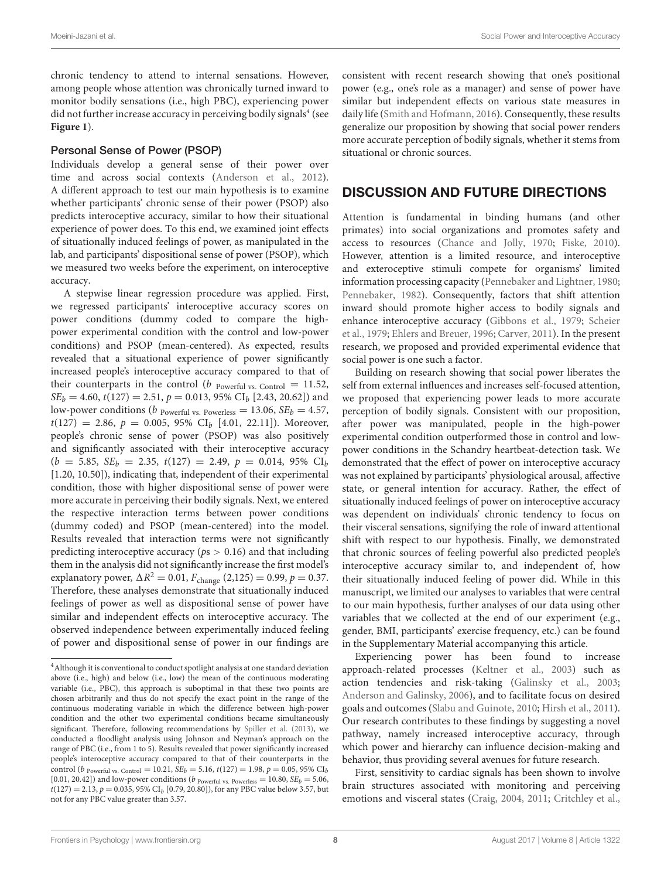chronic tendency to attend to internal sensations. However, among people whose attention was chronically turned inward to monitor bodily sensations (i.e., high PBC), experiencing power did not further increase accuracy in perceiving bodily signals[4] (see **Figure 1**).

### Personal Sense of Power (PSOP)

Individuals develop a general sense of their power over time and across social contexts (Anderson et al., 2012). A different approach to test our main hypothesis is to examine whether participants' chronic sense of their power (PSOP) also predicts interoceptive accuracy, similar to how their situational experience of power does. To this end, we examined joint effects of situationally induced feelings of power, as manipulated in the lab, and participants' dispositional sense of power (PSOP), which we measured two weeks before the experiment, on interoceptive accuracy.

A stepwise linear regression procedure was applied. First, we regressed participants' interoceptive accuracy scores on power conditions (dummy coded to compare the high-power experimental condition with the control and low-power conditions) and PSOP (mean-centered). As expected, results revealed that a situational experience of power significantly increased people's interoceptive accuracy compared to that of their counterparts in the control ($b_{\text{Powerful vs. Control}} = 11.52$, $SE_b = 4.60$, $t(127) = 2.51$, $p = 0.013$, 95% $CI_b$ [2.43, 20.62]) and low-power conditions ($b_{\text{Powerful vs. Powerless}} = 13.06$, $SE_b = 4.57$, $t(127) = 2.86$, $p = 0.005$, 95% $CI_b$ [4.01, 22.11]). Moreover, people's chronic sense of power (PSOP) was also positively and significantly associated with their interoceptive accuracy ($b = 5.85$, $SE_b = 2.35$, $t(127) = 2.49$, $p = 0.014$, 95% $CI_b$ [1.20, 10.50]), indicating that, independent of their experimental condition, those with higher dispositional sense of power were more accurate in perceiving their bodily signals. Next, we entered the respective interaction terms between power conditions (dummy coded) and PSOP (mean-centered) into the model. Results revealed that interaction terms were not significantly predicting interoceptive accuracy ($ps > 0.16$) and that including them in the analysis did not significantly increase the first model's explanatory power, $\Delta R^2 = 0.01$, $F_{\text{change}}(2,125) = 0.99$, $p = 0.37$. Therefore, these analyses demonstrate that situationally induced feelings of power as well as dispositional sense of power have similar and independent effects on interoceptive accuracy. The observed independence between experimentally induced feeling of power and dispositional sense of power in our findings are consistent with recent research showing that one's positional power (e.g., one's role as a manager) and sense of power have similar but independent effects on various state measures in daily life (Smith and Hofmann, 2016). Consequently, these results generalize our proposition by showing that social power renders more accurate perception of bodily signals, whether it stems from situational or chronic sources.

## DISCUSSION AND FUTURE DIRECTIONS

Attention is fundamental in binding humans (and other primates) into social organizations and promotes safety and access to resources (Chance and Jolly, 1970; Fiske, 2010). However, attention is a limited resource, and interoceptive and exteroceptive stimuli compete for organisms' limited information processing capacity (Pennebaker and Lightner, 1980; Pennebaker, 1982). Consequently, factors that shift attention inward should promote higher access to bodily signals and enhance interoceptive accuracy (Gibbons et al., 1979; Scheier et al., 1979; Ehlers and Breuer, 1996; Carver, 2011). In the present research, we proposed and provided experimental evidence that social power is one such a factor.

Building on research showing that social power liberates the self from external influences and increases self-focused attention, we proposed that experiencing power leads to more accurate perception of bodily signals. Consistent with our proposition, after power was manipulated, people in the high-power experimental condition outperformed those in control and low-power conditions in the Schandry heartbeat-detection task. We demonstrated that the effect of power on interoceptive accuracy was not explained by participants' physiological arousal, affective state, or general intention for accuracy. Rather, the effect of situationally induced feelings of power on interoceptive accuracy was dependent on individuals' chronic tendency to focus on their visceral sensations, signifying the role of inward attentional shift with respect to our hypothesis. Finally, we demonstrated that chronic sources of feeling powerful also predicted people's interoceptive accuracy similar to, and independent of, how their situationally induced feeling of power did. While in this manuscript, we limited our analyses to variables that were central to our main hypothesis, further analyses of our data using other variables that we collected at the end of our experiment (e.g., gender, BMI, participants' exercise frequency, etc.) can be found in the Supplementary Material accompanying this article.

Experiencing power has been found to increase approach-related processes (Keltner et al., 2003) such as action tendencies and risk-taking (Galinsky et al., 2003; Anderson and Galinsky, 2006), and to facilitate focus on desired goals and outcomes (Slabu and Guinote, 2010; Hirsh et al., 2011). Our research contributes to these findings by suggesting a novel pathway, namely increased interoceptive accuracy, through which power and hierarchy can influence decision-making and behavior, thus providing several avenues for future research.

First, sensitivity to cardiac signals has been shown to involve brain structures associated with monitoring and perceiving emotions and visceral states (Craig, 2004, 2011; Critchley et al.,

[4] Although it is conventional to conduct spotlight analysis at one standard deviation above (i.e., high) and below (i.e., low) the mean of the continuous moderating variable (i.e., PBC), this approach is suboptimal in that these two points are chosen arbitrarily and thus do not specify the exact point in the range of the continuous moderating variable in which the difference between high-power condition and the other two experimental conditions became simultaneously significant. Therefore, following recommendations by Spiller et al. (2013), we conducted a floodlight analysis using Johnson and Neyman's approach on the range of PBC (i.e., from 1 to 5). Results revealed that power significantly increased people's interoceptive accuracy compared to that of their counterparts in the control ($b_{\text{Powerful vs. Control}} = 10.21$, $SE_b = 5.16$, $t(127) = 1.98$, $p = 0.05$, 95% $CI_b$ [0.01, 20.42]) and low-power conditions ($b_{\text{Powerful vs. Powerless}} = 10.80$, $SE_b = 5.06$, $t(127) = 2.13$, $p = 0.035$, 95% $CI_b$ [0.79, 20.80]), for any PBC value below 3.57, but not for any PBC value greater than 3.57.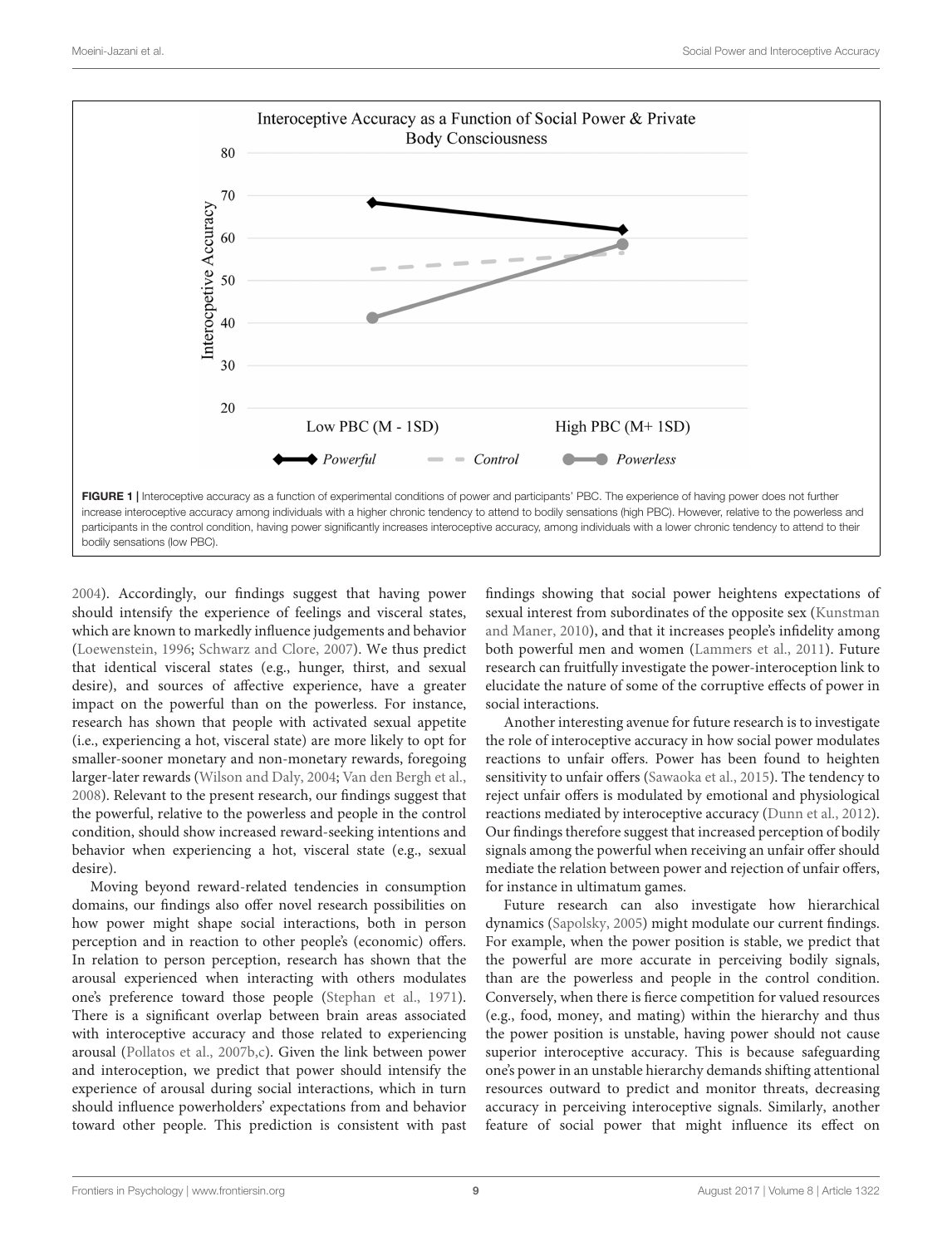**FIGURE 1 |** Interoceptive accuracy as a function of experimental conditions of power and participants' PBC. The experience of having power does not further increase interoceptive accuracy among individuals with a higher chronic tendency to attend to bodily sensations (high PBC). However, relative to the powerless and participants in the control condition, having power significantly increases interoceptive accuracy, among individuals with a lower chronic tendency to attend to their bodily sensations (low PBC).

2004). Accordingly, our findings suggest that having power should intensify the experience of feelings and visceral states, which are known to markedly influence judgements and behavior (Loewenstein, 1996; Schwarz and Clore, 2007). We thus predict that identical visceral states (e.g., hunger, thirst, and sexual desire), and sources of affective experience, have a greater impact on the powerful than on the powerless. For instance, research has shown that people with activated sexual appetite (i.e., experiencing a hot, visceral state) are more likely to opt for smaller-sooner monetary and non-monetary rewards, foregoing larger-later rewards (Wilson and Daly, 2004; Van den Bergh et al., 2008). Relevant to the present research, our findings suggest that the powerful, relative to the powerless and people in the control condition, should show increased reward-seeking intentions and behavior when experiencing a hot, visceral state (e.g., sexual desire).

Moving beyond reward-related tendencies in consumption domains, our findings also offer novel research possibilities on how power might shape social interactions, both in person perception and in reaction to other people's (economic) offers. In relation to person perception, research has shown that the arousal experienced when interacting with others modulates one's preference toward those people (Stephan et al., 1971). There is a significant overlap between brain areas associated with interoceptive accuracy and those related to experiencing arousal (Pollatos et al., 2007b,c). Given the link between power and interoception, we predict that power should intensify the experience of arousal during social interactions, which in turn should influence powerholders' expectations from and behavior toward other people. This prediction is consistent with past findings showing that social power heightens expectations of sexual interest from subordinates of the opposite sex (Kunstman and Maner, 2010), and that it increases people's infidelity among both powerful men and women (Lammers et al., 2011). Future research can fruitfully investigate the power-interoception link to elucidate the nature of some of the corruptive effects of power in social interactions.

Another interesting avenue for future research is to investigate the role of interoceptive accuracy in how social power modulates reactions to unfair offers. Power has been found to heighten sensitivity to unfair offers (Sawaoka et al., 2015). The tendency to reject unfair offers is modulated by emotional and physiological reactions mediated by interoceptive accuracy (Dunn et al., 2012). Our findings therefore suggest that increased perception of bodily signals among the powerful when receiving an unfair offer should mediate the relation between power and rejection of unfair offers, for instance in ultimatum games.

Future research can also investigate how hierarchical dynamics (Sapolsky, 2005) might modulate our current findings. For example, when the power position is stable, we predict that the powerful are more accurate in perceiving bodily signals, than are the powerless and people in the control condition. Conversely, when there is fierce competition for valued resources (e.g., food, money, and mating) within the hierarchy and thus the power position is unstable, having power should not cause superior interoceptive accuracy. This is because safeguarding one's power in an unstable hierarchy demands shifting attentional resources outward to predict and monitor threats, decreasing accuracy in perceiving interoceptive signals. Similarly, another feature of social power that might influence its effect on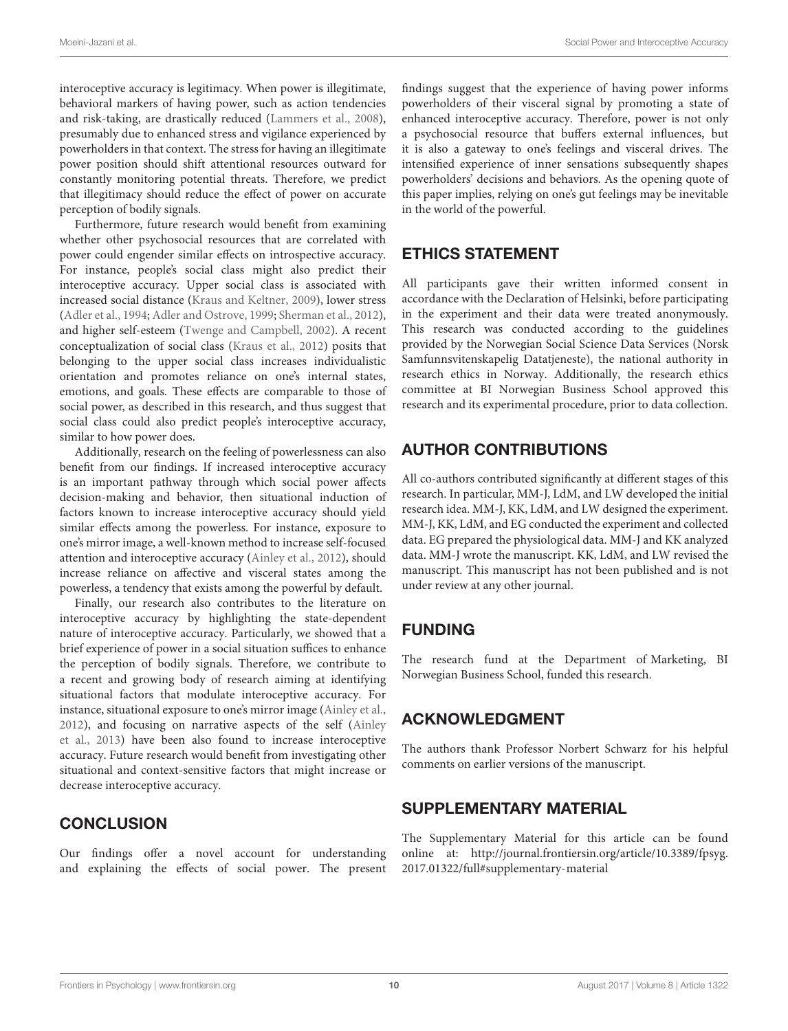interoceptive accuracy is legitimacy. When power is illegitimate, behavioral markers of having power, such as action tendencies and risk-taking, are drastically reduced (Lammers et al., 2008), presumably due to enhanced stress and vigilance experienced by powerholders in that context. The stress for having an illegitimate power position should shift attentional resources outward for constantly monitoring potential threats. Therefore, we predict that illegitimacy should reduce the effect of power on accurate perception of bodily signals.

Furthermore, future research would benefit from examining whether other psychosocial resources that are correlated with power could engender similar effects on introspective accuracy. For instance, people's social class might also predict their interoceptive accuracy. Upper social class is associated with increased social distance (Kraus and Keltner, 2009), lower stress (Adler et al., 1994; Adler and Ostrove, 1999; Sherman et al., 2012), and higher self-esteem (Twenge and Campbell, 2002). A recent conceptualization of social class (Kraus et al., 2012) posits that belonging to the upper social class increases individualistic orientation and promotes reliance on one's internal states, emotions, and goals. These effects are comparable to those of social power, as described in this research, and thus suggest that social class could also predict people's interoceptive accuracy, similar to how power does.

Additionally, research on the feeling of powerlessness can also benefit from our findings. If increased interoceptive accuracy is an important pathway through which social power affects decision-making and behavior, then situational induction of factors known to increase interoceptive accuracy should yield similar effects among the powerless. For instance, exposure to one's mirror image, a well-known method to increase self-focused attention and interoceptive accuracy (Ainley et al., 2012), should increase reliance on affective and visceral states among the powerless, a tendency that exists among the powerful by default.

Finally, our research also contributes to the literature on interoceptive accuracy by highlighting the state-dependent nature of interoceptive accuracy. Particularly, we showed that a brief experience of power in a social situation suffices to enhance the perception of bodily signals. Therefore, we contribute to a recent and growing body of research aiming at identifying situational factors that modulate interoceptive accuracy. For instance, situational exposure to one's mirror image (Ainley et al., 2012), and focusing on narrative aspects of the self (Ainley et al., 2013) have been also found to increase interoceptive accuracy. Future research would benefit from investigating other situational and context-sensitive factors that might increase or decrease interoceptive accuracy.

## CONCLUSION

Our findings offer a novel account for understanding and explaining the effects of social power. The present findings suggest that the experience of having power informs powerholders of their visceral signal by promoting a state of enhanced interoceptive accuracy. Therefore, power is not only a psychosocial resource that buffers external influences, but it is also a gateway to one's feelings and visceral drives. The intensified experience of inner sensations subsequently shapes powerholders' decisions and behaviors. As the opening quote of this paper implies, relying on one's gut feelings may be inevitable in the world of the powerful.

## ETHICS STATEMENT

All participants gave their written informed consent in accordance with the Declaration of Helsinki, before participating in the experiment and their data were treated anonymously. This research was conducted according to the guidelines provided by the Norwegian Social Science Data Services (Norsk Samfunnsvitenskapelig Datatjeneste), the national authority in research ethics in Norway. Additionally, the research ethics committee at BI Norwegian Business School approved this research and its experimental procedure, prior to data collection.

## AUTHOR CONTRIBUTIONS

All co-authors contributed significantly at different stages of this research. In particular, MM-J, LdM, and LW developed the initial research idea. MM-J, KK, LdM, and LW designed the experiment. MM-J, KK, LdM, and EG conducted the experiment and collected data. EG prepared the physiological data. MM-J and KK analyzed data. MM-J wrote the manuscript. KK, LdM, and LW revised the manuscript. This manuscript has not been published and is not under review at any other journal.

## FUNDING

The research fund at the Department of Marketing, BI Norwegian Business School, funded this research.

## ACKNOWLEDGMENT

The authors thank Professor Norbert Schwarz for his helpful comments on earlier versions of the manuscript.

## SUPPLEMENTARY MATERIAL

The Supplementary Material for this article can be found online at: http://journal.frontiersin.org/article/10.3389/fpsyg.2017.01322/full#supplementary-material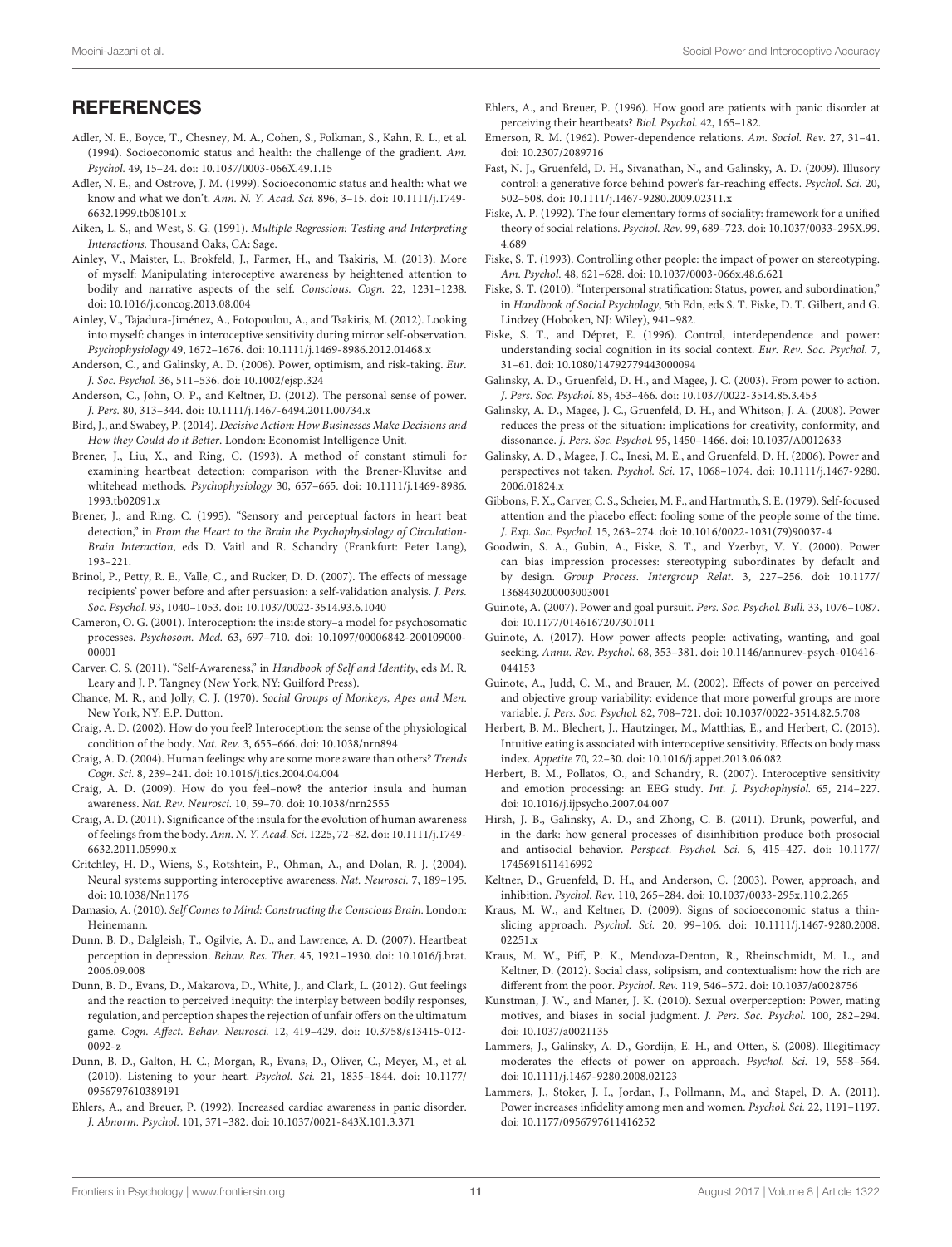## REFERENCES

Adler, N. E., Boyce, T., Chesney, M. A., Cohen, S., Folkman, S., Kahn, R. L., et al. (1994). Socioeconomic status and health: the challenge of the gradient. *Am. Psychol.* 49, 15–24. doi: 10.1037/0003-066X.49.1.15

Adler, N. E., and Ostrove, J. M. (1999). Socioeconomic status and health: what we know and what we don't. *Ann. N. Y. Acad. Sci.* 896, 3–15. doi: 10.1111/j.1749-6632.1999.tb08101.x

Aiken, L. S., and West, S. G. (1991). *Multiple Regression: Testing and Interpreting Interactions*. Thousand Oaks, CA: Sage.

Ainley, V., Maister, L., Brokfeld, J., Farmer, H., and Tsakiris, M. (2013). More of myself: Manipulating interoceptive awareness by heightened attention to bodily and narrative aspects of the self. *Conscious. Cogn.* 22, 1231–1238. doi: 10.1016/j.concog.2013.08.004

Ainley, V., Tajadura-Jiménez, A., Fotopoulou, A., and Tsakiris, M. (2012). Looking into myself: changes in interoceptive sensitivity during mirror self-observation. *Psychophysiology* 49, 1672–1676. doi: 10.1111/j.1469-8986.2012.01468.x

Anderson, C., and Galinsky, A. D. (2006). Power, optimism, and risk-taking. *Eur. J. Soc. Psychol.* 36, 511–536. doi: 10.1002/ejsp.324

Anderson, C., John, O. P., and Keltner, D. (2012). The personal sense of power. *J. Pers.* 80, 313–344. doi: 10.1111/j.1467-6494.2011.00734.x

Bird, J., and Swabey, P. (2014). *Decisive Action: How Businesses Make Decisions and How they Could do it Better*. London: Economist Intelligence Unit.

Brener, J., Liu, X., and Ring, C. (1993). A method of constant stimuli for examining heartbeat detection: comparison with the Brener-Kluvitse and whitehead methods. *Psychophysiology* 30, 657–665. doi: 10.1111/j.1469-8986.1993.tb02091.x

Brener, J., and Ring, C. (1995). "Sensory and perceptual factors in heart beat detection," in *From the Heart to the Brain the Psychophysiology of Circulation-Brain Interaction*, eds D. Vaitl and R. Schandry (Frankfurt: Peter Lang), 193–221.

Brinol, P., Petty, R. E., Valle, C., and Rucker, D. D. (2007). The effects of message recipients' power before and after persuasion: a self-validation analysis. *J. Pers. Soc. Psychol.* 93, 1040–1053. doi: 10.1037/0022-3514.93.6.1040

Cameron, O. G. (2001). Interoception: the inside story–a model for psychosomatic processes. *Psychosom. Med.* 63, 697–710. doi: 10.1097/00006842-200109000-00001

Carver, C. S. (2011). "Self-Awareness," in *Handbook of Self and Identity*, eds M. R. Leary and J. P. Tangney (New York, NY: Guilford Press).

Chance, M. R., and Jolly, C. J. (1970). *Social Groups of Monkeys, Apes and Men*. New York, NY: E.P. Dutton.

Craig, A. D. (2002). How do you feel? Interoception: the sense of the physiological condition of the body. *Nat. Rev.* 3, 655–666. doi: 10.1038/nrn894

Craig, A. D. (2004). Human feelings: why are some more aware than others? *Trends Cogn. Sci.* 8, 239–241. doi: 10.1016/j.tics.2004.04.004

Craig, A. D. (2009). How do you feel–now? the anterior insula and human awareness. *Nat. Rev. Neurosci.* 10, 59–70. doi: 10.1038/nrn2555

Craig, A. D. (2011). Significance of the insula for the evolution of human awareness of feelings from the body. *Ann. N. Y. Acad. Sci.* 1225, 72–82. doi: 10.1111/j.1749-6632.2011.05990.x

Critchley, H. D., Wiens, S., Rotshtein, P., Ohman, A., and Dolan, R. J. (2004). Neural systems supporting interoceptive awareness. *Nat. Neurosci.* 7, 189–195. doi: 10.1038/Nn1176

Damasio, A. (2010). *Self Comes to Mind: Constructing the Conscious Brain*. London: Heinemann.

Dunn, B. D., Dalgleish, T., Ogilvie, A. D., and Lawrence, A. D. (2007). Heartbeat perception in depression. *Behav. Res. Ther.* 45, 1921–1930. doi: 10.1016/j.brat.2006.09.008

Dunn, B. D., Evans, D., Makarova, D., White, J., and Clark, L. (2012). Gut feelings and the reaction to perceived inequity: the interplay between bodily responses, regulation, and perception shapes the rejection of unfair offers on the ultimatum game. *Cogn. Affect. Behav. Neurosci.* 12, 419–429. doi: 10.3758/s13415-012-0092-z

Dunn, B. D., Galton, H. C., Morgan, R., Evans, D., Oliver, C., Meyer, M., et al. (2010). Listening to your heart. *Psychol. Sci.* 21, 1835–1844. doi: 10.1177/0956797610389191

Ehlers, A., and Breuer, P. (1992). Increased cardiac awareness in panic disorder. *J. Abnorm. Psychol.* 101, 371–382. doi: 10.1037/0021-843X.101.3.371

Ehlers, A., and Breuer, P. (1996). How good are patients with panic disorder at perceiving their heartbeats? *Biol. Psychol.* 42, 165–182.

Emerson, R. M. (1962). Power-dependence relations. *Am. Sociol. Rev.* 27, 31–41. doi: 10.2307/2089716

Fast, N. J., Gruenfeld, D. H., Sivanathan, N., and Galinsky, A. D. (2009). Illusory control: a generative force behind power's far-reaching effects. *Psychol. Sci.* 20, 502–508. doi: 10.1111/j.1467-9280.2009.02311.x

Fiske, A. P. (1992). The four elementary forms of sociality: framework for a unified theory of social relations. *Psychol. Rev.* 99, 689–723. doi: 10.1037/0033-295X.99.4.689

Fiske, S. T. (1993). Controlling other people: the impact of power on stereotyping. *Am. Psychol.* 48, 621–628. doi: 10.1037/0003-066x.48.6.621

Fiske, S. T. (2010). "Interpersonal stratification: Status, power, and subordination," in *Handbook of Social Psychology*, 5th Edn, eds S. T. Fiske, D. T. Gilbert, and G. Lindzey (Hoboken, NJ: Wiley), 941–982.

Fiske, S. T., and Dépret, E. (1996). Control, interdependence and power: understanding social cognition in its social context. *Eur. Rev. Soc. Psychol.* 7, 31–61. doi: 10.1080/14792779443000094

Galinsky, A. D., Gruenfeld, D. H., and Magee, J. C. (2003). From power to action. *J. Pers. Soc. Psychol.* 85, 453–466. doi: 10.1037/0022-3514.85.3.453

Galinsky, A. D., Magee, J. C., Gruenfeld, D. H., and Whitson, J. A. (2008). Power reduces the press of the situation: implications for creativity, conformity, and dissonance. *J. Pers. Soc. Psychol.* 95, 1450–1466. doi: 10.1037/A0012633

Galinsky, A. D., Magee, J. C., Inesi, M. E., and Gruenfeld, D. H. (2006). Power and perspectives not taken. *Psychol. Sci.* 17, 1068–1074. doi: 10.1111/j.1467-9280.2006.01824.x

Gibbons, F. X., Carver, C. S., Scheier, M. F., and Hartmuth, S. E. (1979). Self-focused attention and the placebo effect: fooling some of the people some of the time. *J. Exp. Soc. Psychol.* 15, 263–274. doi: 10.1016/0022-1031(79)90037-4

Goodwin, S. A., Gubin, A., Fiske, S. T., and Yzerbyt, V. Y. (2000). Power can bias impression processes: stereotyping subordinates by default and by design. *Group Process. Intergroup Relat.* 3, 227–256. doi: 10.1177/1368430200003003001

Guinote, A. (2007). Power and goal pursuit. *Pers. Soc. Psychol. Bull.* 33, 1076–1087. doi: 10.1177/0146167207301011

Guinote, A. (2017). How power affects people: activating, wanting, and goal seeking. *Annu. Rev. Psychol.* 68, 353–381. doi: 10.1146/annurev-psych-010416-044153

Guinote, A., Judd, C. M., and Brauer, M. (2002). Effects of power on perceived and objective group variability: evidence that more powerful groups are more variable. *J. Pers. Soc. Psychol.* 82, 708–721. doi: 10.1037/0022-3514.82.5.708

Herbert, B. M., Blechert, J., Hautzinger, M., Matthias, E., and Herbert, C. (2013). Intuitive eating is associated with interoceptive sensitivity. Effects on body mass index. *Appetite* 70, 22–30. doi: 10.1016/j.appet.2013.06.082

Herbert, B. M., Pollatos, O., and Schandry, R. (2007). Interoceptive sensitivity and emotion processing: an EEG study. *Int. J. Psychophysiol.* 65, 214–227. doi: 10.1016/j.ijpsycho.2007.04.007

Hirsh, J. B., Galinsky, A. D., and Zhong, C. B. (2011). Drunk, powerful, and in the dark: how general processes of disinhibition produce both prosocial and antisocial behavior. *Perspect. Psychol. Sci.* 6, 415–427. doi: 10.1177/1745691611416992

Keltner, D., Gruenfeld, D. H., and Anderson, C. (2003). Power, approach, and inhibition. *Psychol. Rev.* 110, 265–284. doi: 10.1037/0033-295x.110.2.265

Kraus, M. W., and Keltner, D. (2009). Signs of socioeconomic status a thin-slicing approach. *Psychol. Sci.* 20, 99–106. doi: 10.1111/j.1467-9280.2008.02251.x

Kraus, M. W., Piff, P. K., Mendoza-Denton, R., Rheinschmidt, M. L., and Keltner, D. (2012). Social class, solipsism, and contextualism: how the rich are different from the poor. *Psychol. Rev.* 119, 546–572. doi: 10.1037/a0028756

Kunstman, J. W., and Maner, J. K. (2010). Sexual overperception: Power, mating motives, and biases in social judgment. *J. Pers. Soc. Psychol.* 100, 282–294. doi: 10.1037/a0021135

Lammers, J., Galinsky, A. D., Gordijn, E. H., and Otten, S. (2008). Illegitimacy moderates the effects of power on approach. *Psychol. Sci.* 19, 558–564. doi: 10.1111/j.1467-9280.2008.02123

Lammers, J., Stoker, J. I., Jordan, J., Pollmann, M., and Stapel, D. A. (2011). Power increases infidelity among men and women. *Psychol. Sci.* 22, 1191–1197. doi: 10.1177/0956797611416252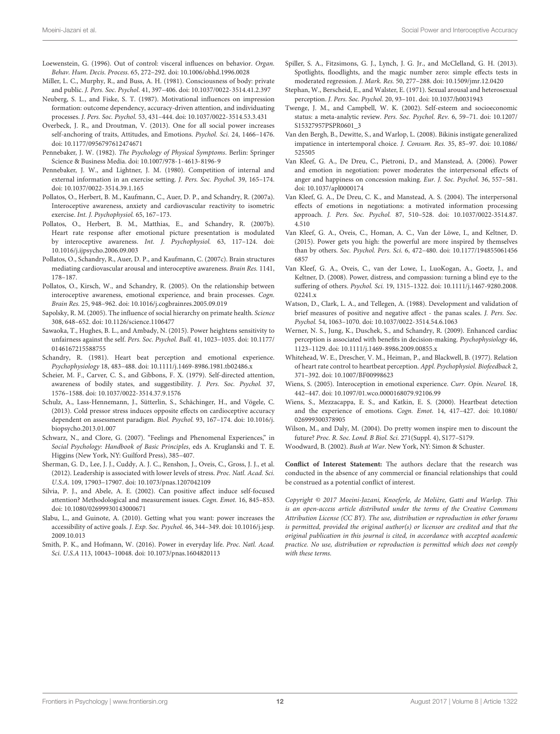Loewenstein, G. (1996). Out of control: visceral influences on behavior. *Organ. Behav. Hum. Decis. Process.* 65, 272–292. doi: 10.1006/obhd.1996.0028

Miller, L. C., Murphy, R., and Buss, A. H. (1981). Consciousness of body: private and public. *J. Pers. Soc. Psychol.* 41, 397–406. doi: 10.1037/0022-3514.41.2.397

Neuberg, S. L., and Fiske, S. T. (1987). Motivational influences on impression formation: outcome dependency, accuracy-driven attention, and individuating processes. *J. Pers. Soc. Psychol.* 53, 431–444. doi: 10.1037/0022-3514.53.3.431

Overbeck, J. R., and Droutman, V. (2013). One for all social power increases self-anchoring of traits, Attitudes, and Emotions. *Psychol. Sci.* 24, 1466–1476. doi: 10.1177/0956797612474671

Pennebaker, J. W. (1982). *The Psychology of Physical Symptoms*. Berlin: Springer Science & Business Media. doi: 10.1007/978-1-4613-8196-9

Pennebaker, J. W., and Lightner, J. M. (1980). Competition of internal and external information in an exercise setting. *J. Pers. Soc. Psychol.* 39, 165–174. doi: 10.1037/0022-3514.39.1.165

Pollatos, O., Herbert, B. M., Kaufmann, C., Auer, D. P., and Schandry, R. (2007a). Interoceptive awareness, anxiety and cardiovascular reactivity to isometric exercise. *Int. J. Psychophysiol.* 65, 167–173.

Pollatos, O., Herbert, B. M., Matthias, E., and Schandry, R. (2007b). Heart rate response after emotional picture presentation is modulated by interoceptive awareness. *Int. J. Psychophysiol.* 63, 117–124. doi: 10.1016/j.ijpsycho.2006.09.003

Pollatos, O., Schandry, R., Auer, D. P., and Kaufmann, C. (2007c). Brain structures mediating cardiovascular arousal and interoceptive awareness. *Brain Res.* 1141, 178–187.

Pollatos, O., Kirsch, W., and Schandry, R. (2005). On the relationship between interoceptive awareness, emotional experience, and brain processes. *Cogn. Brain Res.* 25, 948–962. doi: 10.1016/j.cogbrainres.2005.09.019

Sapolsky, R. M. (2005). The influence of social hierarchy on primate health. *Science* 308, 648–652. doi: 10.1126/science.1106477

Sawaoka, T., Hughes, B. L., and Ambady, N. (2015). Power heightens sensitivity to unfairness against the self. *Pers. Soc. Psychol. Bull.* 41, 1023–1035. doi: 10.1177/0146167215588755

Schandry, R. (1981). Heart beat perception and emotional experience. *Psychophysiology* 18, 483–488. doi: 10.1111/j.1469-8986.1981.tb02486.x

Scheier, M. F., Carver, C. S., and Gibbons, F. X. (1979). Self-directed attention, awareness of bodily states, and suggestibility. *J. Pers. Soc. Psychol.* 37, 1576–1588. doi: 10.1037/0022-3514.37.9.1576

Schulz, A., Lass-Hennemann, J., Sütterlin, S., Schächinger, H., and Vögele, C. (2013). Cold pressor stress induces opposite effects on cardioceptive accuracy dependent on assessment paradigm. *Biol. Psychol.* 93, 167–174. doi: 10.1016/j.biopsycho.2013.01.007

Schwarz, N., and Clore, G. (2007). "Feelings and Phenomenal Experiences," in *Social Psychology: Handbook of Basic Principles*, eds A. Kruglanski and T. E. Higgins (New York, NY: Guilford Press), 385–407.

Sherman, G. D., Lee, J. J., Cuddy, A. J. C., Renshon, J., Oveis, C., Gross, J. J., et al. (2012). Leadership is associated with lower levels of stress. *Proc. Natl. Acad. Sci. U.S.A.* 109, 17903–17907. doi: 10.1073/pnas.1207042109

Silvia, P. J., and Abele, A. E. (2002). Can positive affect induce self-focused attention? Methodological and measurement issues. *Cogn. Emot.* 16, 845–853. doi: 10.1080/02699930143000671

Slabu, L., and Guinote, A. (2010). Getting what you want: power increases the accessibility of active goals. *J. Exp. Soc. Psychol.* 46, 344–349. doi: 10.1016/j.jesp.2009.10.013

Smith, P. K., and Hofmann, W. (2016). Power in everyday life. *Proc. Natl. Acad. Sci. U.S.A* 113, 10043–10048. doi: 10.1073/pnas.1604820113

Spiller, S. A., Fitzsimons, G. J., Lynch, J. G. Jr., and McClelland, G. H. (2013). Spotlights, floodlights, and the magic number zero: simple effects tests in moderated regression. *J. Mark. Res.* 50, 277–288. doi: 10.1509/jmr.12.0420

Stephan, W., Berscheid, E., and Walster, E. (1971). Sexual arousal and heterosexual perception. *J. Pers. Soc. Psychol.* 20, 93–101. doi: 10.1037/h0031943

Twenge, J. M., and Campbell, W. K. (2002). Self-esteem and socioeconomic status: a meta-analytic review. *Pers. Soc. Psychol. Rev.* 6, 59–71. doi: 10.1207/S15327957PSPR0601_3

Van den Bergh, B., Dewitte, S., and Warlop, L. (2008). Bikinis instigate generalized impatience in intertemporal choice. *J. Consum. Res.* 35, 85–97. doi: 10.1086/525505

Van Kleef, G. A., De Dreu, C., Pietroni, D., and Manstead, A. (2006). Power and emotion in negotiation: power moderates the interpersonal effects of anger and happiness on concession making. *Eur. J. Soc. Psychol.* 36, 557–581. doi: 10.1037/apl0000174

Van Kleef, G. A., De Dreu, C. K., and Manstead, A. S. (2004). The interpersonal effects of emotions in negotiations: a motivated information processing approach. *J. Pers. Soc. Psychol.* 87, 510–528. doi: 10.1037/0022-3514.87.4.510

Van Kleef, G. A., Oveis, C., Homan, A. C., Van der Löwe, I., and Keltner, D. (2015). Power gets you high: the powerful are more inspired by themselves than by others. *Soc. Psychol. Pers. Sci.* 6, 472–480. doi: 10.1177/1948550614566857

Van Kleef, G. A., Oveis, C., van der Lowe, I., LuoKogan, A., Goetz, J., and Keltner, D. (2008). Power, distress, and compassion: turning a blind eye to the suffering of others. *Psychol. Sci.* 19, 1315–1322. doi: 10.1111/j.1467-9280.2008.02241.x

Watson, D., Clark, L. A., and Tellegen, A. (1988). Development and validation of brief measures of positive and negative affect - the panas scales. *J. Pers. Soc. Psychol.* 54, 1063–1070. doi: 10.1037/0022-3514.54.6.1063

Werner, N. S., Jung, K., Duschek, S., and Schandry, R. (2009). Enhanced cardiac perception is associated with benefits in decision-making. *Psychophysiology* 46, 1123–1129. doi: 10.1111/j.1469-8986.2009.00855.x

Whitehead, W. E., Drescher, V. M., Heiman, P., and Blackwell, B. (1977). Relation of heart rate control to heartbeat perception. *Appl. Psychophysiol. Biofeedback* 2, 371–392. doi: 10.1007/BF00998623

Wiens, S. (2005). Interoception in emotional experience. *Curr. Opin. Neurol.* 18, 442–447. doi: 10.1097/01.wco.0000168079.92106.99

Wiens, S., Mezzacappa, E. S., and Katkin, E. S. (2000). Heartbeat detection and the experience of emotions. *Cogn. Emot.* 14, 417–427. doi: 10.1080/026999300378905

Wilson, M., and Daly, M. (2004). Do pretty women inspire men to discount the future? *Proc. R. Soc. Lond. B Biol. Sci.* 271(Suppl. 4), S177–S179.

Woodward, B. (2002). *Bush at War*. New York, NY: Simon & Schuster.

**Conflict of Interest Statement:** The authors declare that the research was conducted in the absence of any commercial or financial relationships that could be construed as a potential conflict of interest.

*Copyright © 2017 Moeini-Jazani, Knoeferle, de Molière, Gatti and Warlop. This is an open-access article distributed under the terms of the Creative Commons Attribution License (CC BY). The use, distribution or reproduction in other forums is permitted, provided the original author(s) or licensor are credited and that the original publication in this journal is cited, in accordance with accepted academic practice. No use, distribution or reproduction is permitted which does not comply with these terms.*